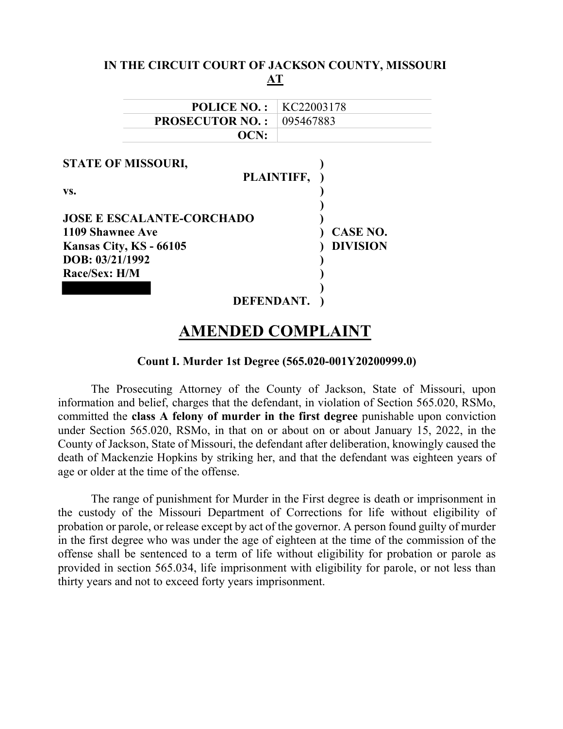**IN THE CIRCUIT COURT OF JACKSON COUNTY, MISSOURI**
**AT**

| | |
|---|---|
| **POLICE NO. :** | KC22003178 |
| **PROSECUTOR NO. :** | 095467883 |
| **OCN:** | |

**STATE OF MISSOURI,**
**PLAINTIFF,**

**vs.**

**JOSE E ESCALANTE-CORCHADO**
**1109 Shawnee Ave**
**Kansas City, KS - 66105**
**DOB: 03/21/1992**
**Race/Sex: H/M**

**DEFENDANT.**

**CASE NO.**
**DIVISION**

# AMENDED COMPLAINT

### Count I. Murder 1st Degree (565.020-001Y20200999.0)

The Prosecuting Attorney of the County of Jackson, State of Missouri, upon information and belief, charges that the defendant, in violation of Section 565.020, RSMo, committed the **class A felony of murder in the first degree** punishable upon conviction under Section 565.020, RSMo, in that on or about on or about January 15, 2022, in the County of Jackson, State of Missouri, the defendant after deliberation, knowingly caused the death of Mackenzie Hopkins by striking her, and that the defendant was eighteen years of age or older at the time of the offense.

The range of punishment for Murder in the First degree is death or imprisonment in the custody of the Missouri Department of Corrections for life without eligibility of probation or parole, or release except by act of the governor. A person found guilty of murder in the first degree who was under the age of eighteen at the time of the commission of the offense shall be sentenced to a term of life without eligibility for probation or parole as provided in section 565.034, life imprisonment with eligibility for parole, or not less than thirty years and not to exceed forty years imprisonment.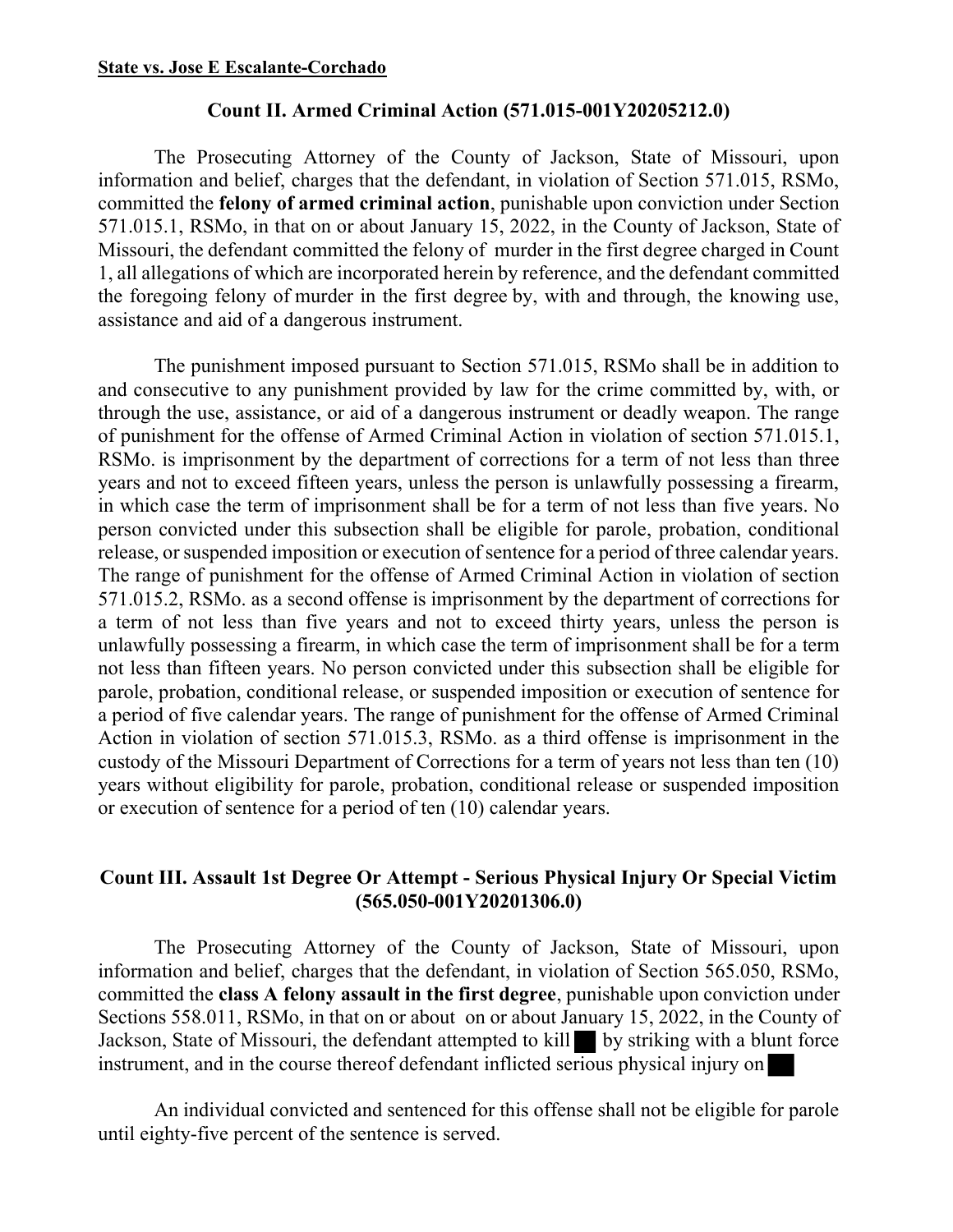**State vs. Jose E Escalante-Corchado**

### Count II. Armed Criminal Action (571.015-001Y20205212.0)

The Prosecuting Attorney of the County of Jackson, State of Missouri, upon information and belief, charges that the defendant, in violation of Section 571.015, RSMo, committed the **felony of armed criminal action**, punishable upon conviction under Section 571.015.1, RSMo, in that on or about January 15, 2022, in the County of Jackson, State of Missouri, the defendant committed the felony of murder in the first degree charged in Count 1, all allegations of which are incorporated herein by reference, and the defendant committed the foregoing felony of murder in the first degree by, with and through, the knowing use, assistance and aid of a dangerous instrument.

The punishment imposed pursuant to Section 571.015, RSMo shall be in addition to and consecutive to any punishment provided by law for the crime committed by, with, or through the use, assistance, or aid of a dangerous instrument or deadly weapon. The range of punishment for the offense of Armed Criminal Action in violation of section 571.015.1, RSMo. is imprisonment by the department of corrections for a term of not less than three years and not to exceed fifteen years, unless the person is unlawfully possessing a firearm, in which case the term of imprisonment shall be for a term of not less than five years. No person convicted under this subsection shall be eligible for parole, probation, conditional release, or suspended imposition or execution of sentence for a period of three calendar years. The range of punishment for the offense of Armed Criminal Action in violation of section 571.015.2, RSMo. as a second offense is imprisonment by the department of corrections for a term of not less than five years and not to exceed thirty years, unless the person is unlawfully possessing a firearm, in which case the term of imprisonment shall be for a term not less than fifteen years. No person convicted under this subsection shall be eligible for parole, probation, conditional release, or suspended imposition or execution of sentence for a period of five calendar years. The range of punishment for the offense of Armed Criminal Action in violation of section 571.015.3, RSMo. as a third offense is imprisonment in the custody of the Missouri Department of Corrections for a term of years not less than ten (10) years without eligibility for parole, probation, conditional release or suspended imposition or execution of sentence for a period of ten (10) calendar years.

### Count III. Assault 1st Degree Or Attempt - Serious Physical Injury Or Special Victim (565.050-001Y20201306.0)

The Prosecuting Attorney of the County of Jackson, State of Missouri, upon information and belief, charges that the defendant, in violation of Section 565.050, RSMo, committed the **class A felony assault in the first degree**, punishable upon conviction under Sections 558.011, RSMo, in that on or about on or about January 15, 2022, in the County of Jackson, State of Missouri, the defendant attempted to kill ██ by striking with a blunt force instrument, and in the course thereof defendant inflicted serious physical injury on ██

An individual convicted and sentenced for this offense shall not be eligible for parole until eighty-five percent of the sentence is served.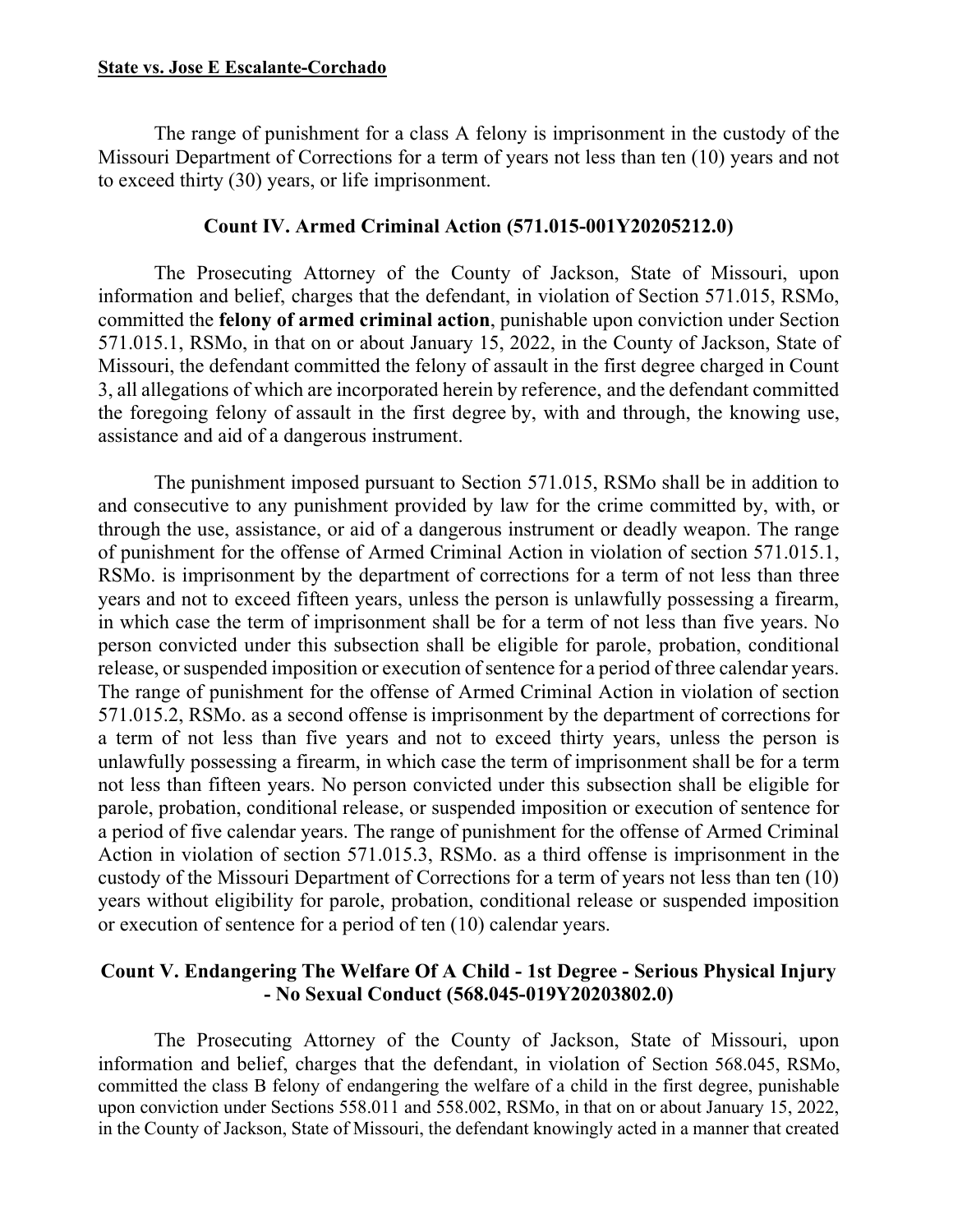The range of punishment for a class A felony is imprisonment in the custody of the Missouri Department of Corrections for a term of years not less than ten (10) years and not to exceed thirty (30) years, or life imprisonment.

### Count IV. Armed Criminal Action (571.015-001Y20205212.0)

The Prosecuting Attorney of the County of Jackson, State of Missouri, upon information and belief, charges that the defendant, in violation of Section 571.015, RSMo, committed the **felony of armed criminal action**, punishable upon conviction under Section 571.015.1, RSMo, in that on or about January 15, 2022, in the County of Jackson, State of Missouri, the defendant committed the felony of assault in the first degree charged in Count 3, all allegations of which are incorporated herein by reference, and the defendant committed the foregoing felony of assault in the first degree by, with and through, the knowing use, assistance and aid of a dangerous instrument.

The punishment imposed pursuant to Section 571.015, RSMo shall be in addition to and consecutive to any punishment provided by law for the crime committed by, with, or through the use, assistance, or aid of a dangerous instrument or deadly weapon. The range of punishment for the offense of Armed Criminal Action in violation of section 571.015.1, RSMo. is imprisonment by the department of corrections for a term of not less than three years and not to exceed fifteen years, unless the person is unlawfully possessing a firearm, in which case the term of imprisonment shall be for a term of not less than five years. No person convicted under this subsection shall be eligible for parole, probation, conditional release, or suspended imposition or execution of sentence for a period of three calendar years. The range of punishment for the offense of Armed Criminal Action in violation of section 571.015.2, RSMo. as a second offense is imprisonment by the department of corrections for a term of not less than five years and not to exceed thirty years, unless the person is unlawfully possessing a firearm, in which case the term of imprisonment shall be for a term not less than fifteen years. No person convicted under this subsection shall be eligible for parole, probation, conditional release, or suspended imposition or execution of sentence for a period of five calendar years. The range of punishment for the offense of Armed Criminal Action in violation of section 571.015.3, RSMo. as a third offense is imprisonment in the custody of the Missouri Department of Corrections for a term of years not less than ten (10) years without eligibility for parole, probation, conditional release or suspended imposition or execution of sentence for a period of ten (10) calendar years.

### Count V. Endangering The Welfare Of A Child - 1st Degree - Serious Physical Injury - No Sexual Conduct (568.045-019Y20203802.0)

The Prosecuting Attorney of the County of Jackson, State of Missouri, upon information and belief, charges that the defendant, in violation of Section 568.045, RSMo, committed the class B felony of endangering the welfare of a child in the first degree, punishable upon conviction under Sections 558.011 and 558.002, RSMo, in that on or about January 15, 2022, in the County of Jackson, State of Missouri, the defendant knowingly acted in a manner that created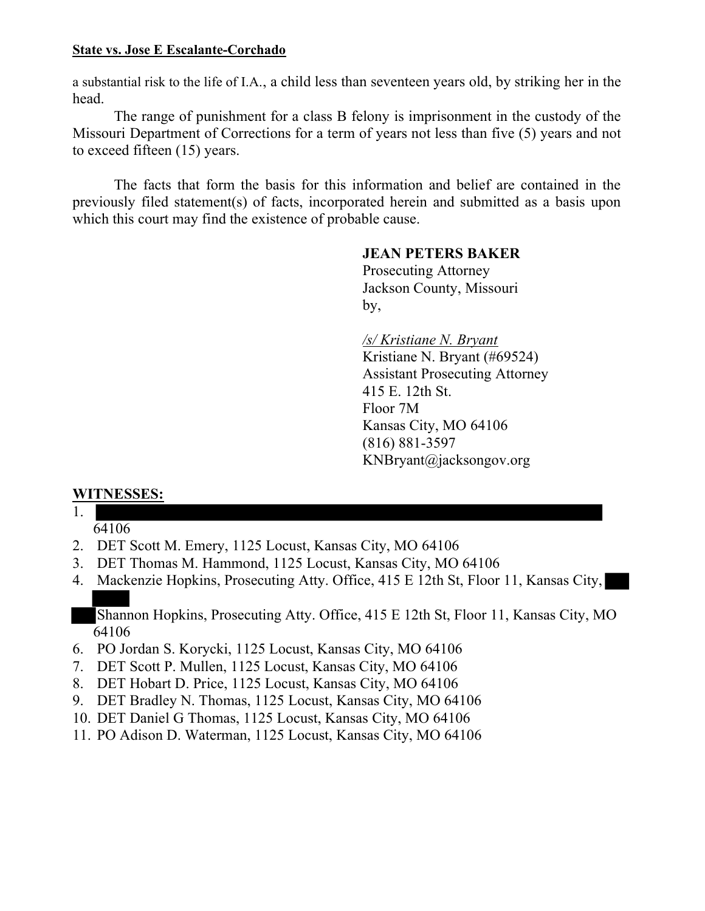**State vs. Jose E Escalante-Corchado**

a substantial risk to the life of I.A., a child less than seventeen years old, by striking her in the head.

The range of punishment for a class B felony is imprisonment in the custody of the Missouri Department of Corrections for a term of years not less than five (5) years and not to exceed fifteen (15) years.

The facts that form the basis for this information and belief are contained in the previously filed statement(s) of facts, incorporated herein and submitted as a basis upon which this court may find the existence of probable cause.

**JEAN PETERS BAKER**
Prosecuting Attorney
Jackson County, Missouri
by,

*/s/ Kristiane N. Bryant*
Kristiane N. Bryant (#69524)
Assistant Prosecuting Attorney
415 E. 12th St.
Floor 7M
Kansas City, MO 64106
(816) 881-3597
KNBryant@jacksongov.org

**WITNESSES:**

1. 64106
2. DET Scott M. Emery, 1125 Locust, Kansas City, MO 64106
3. DET Thomas M. Hammond, 1125 Locust, Kansas City, MO 64106
4. Mackenzie Hopkins, Prosecuting Atty. Office, 415 E 12th St, Floor 11, Kansas City,
5. Shannon Hopkins, Prosecuting Atty. Office, 415 E 12th St, Floor 11, Kansas City, MO 64106
6. PO Jordan S. Korycki, 1125 Locust, Kansas City, MO 64106
7. DET Scott P. Mullen, 1125 Locust, Kansas City, MO 64106
8. DET Hobart D. Price, 1125 Locust, Kansas City, MO 64106
9. DET Bradley N. Thomas, 1125 Locust, Kansas City, MO 64106
10. DET Daniel G Thomas, 1125 Locust, Kansas City, MO 64106
11. PO Adison D. Waterman, 1125 Locust, Kansas City, MO 64106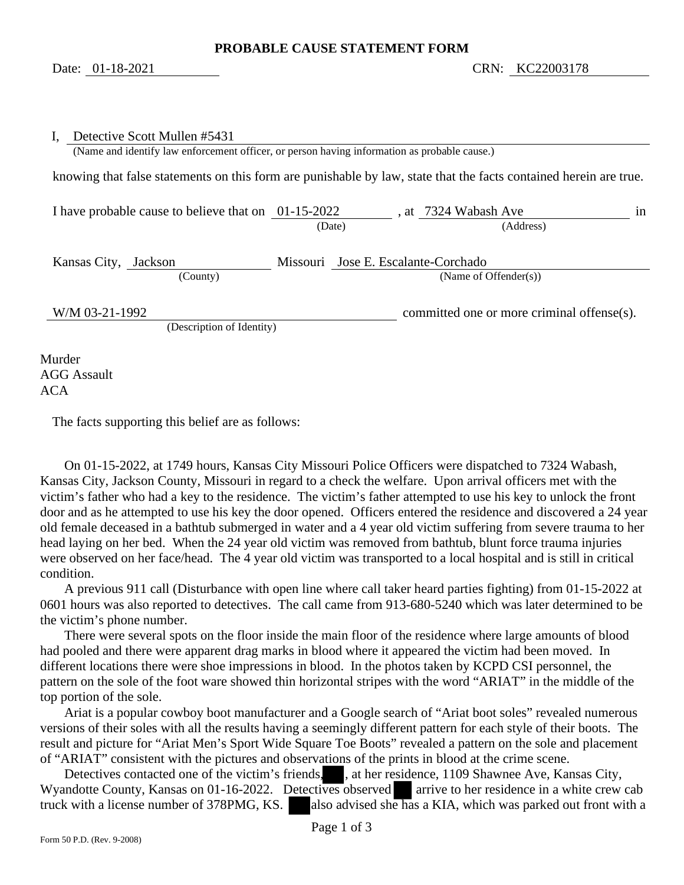# PROBABLE CAUSE STATEMENT FORM

Date: 01-18-2021 CRN: KC22003178

I, Detective Scott Mullen #5431
(Name and identify law enforcement officer, or person having information as probable cause.)

knowing that false statements on this form are punishable by law, state that the facts contained herein are true.

I have probable cause to believe that on 01-15-2022 (Date), at 7324 Wabash Ave (Address) in

Kansas City, Jackson (County) Missouri Jose E. Escalante-Corchado (Name of Offender(s))

W/M 03-21-1992 (Description of Identity) committed one or more criminal offense(s).

Murder
AGG Assault
ACA

The facts supporting this belief are as follows:

On 01-15-2022, at 1749 hours, Kansas City Missouri Police Officers were dispatched to 7324 Wabash, Kansas City, Jackson County, Missouri in regard to a check the welfare. Upon arrival officers met with the victim's father who had a key to the residence. The victim's father attempted to use his key to unlock the front door and as he attempted to use his key the door opened. Officers entered the residence and discovered a 24 year old female deceased in a bathtub submerged in water and a 4 year old victim suffering from severe trauma to her head laying on her bed. When the 24 year old victim was removed from bathtub, blunt force trauma injuries were observed on her face/head. The 4 year old victim was transported to a local hospital and is still in critical condition.

A previous 911 call (Disturbance with open line where call taker heard parties fighting) from 01-15-2022 at 0601 hours was also reported to detectives. The call came from 913-680-5240 which was later determined to be the victim's phone number.

There were several spots on the floor inside the main floor of the residence where large amounts of blood had pooled and there were apparent drag marks in blood where it appeared the victim had been moved. In different locations there were shoe impressions in blood. In the photos taken by KCPD CSI personnel, the pattern on the sole of the foot ware showed thin horizontal stripes with the word "ARIAT" in the middle of the top portion of the sole.

Ariat is a popular cowboy boot manufacturer and a Google search of "Ariat boot soles" revealed numerous versions of their soles with all the results having a seemingly different pattern for each style of their boots. The result and picture for "Ariat Men's Sport Wide Square Toe Boots" revealed a pattern on the sole and placement of "ARIAT" consistent with the pictures and observations of the prints in blood at the crime scene.

Detectives contacted one of the victim's friends, ███, at her residence, 1109 Shawnee Ave, Kansas City, Wyandotte County, Kansas on 01-16-2022. Detectives observed ███ arrive to her residence in a white crew cab truck with a license number of 378PMG, KS. ███ also advised she has a KIA, which was parked out front with a

Form 50 P.D. (Rev. 9-2008)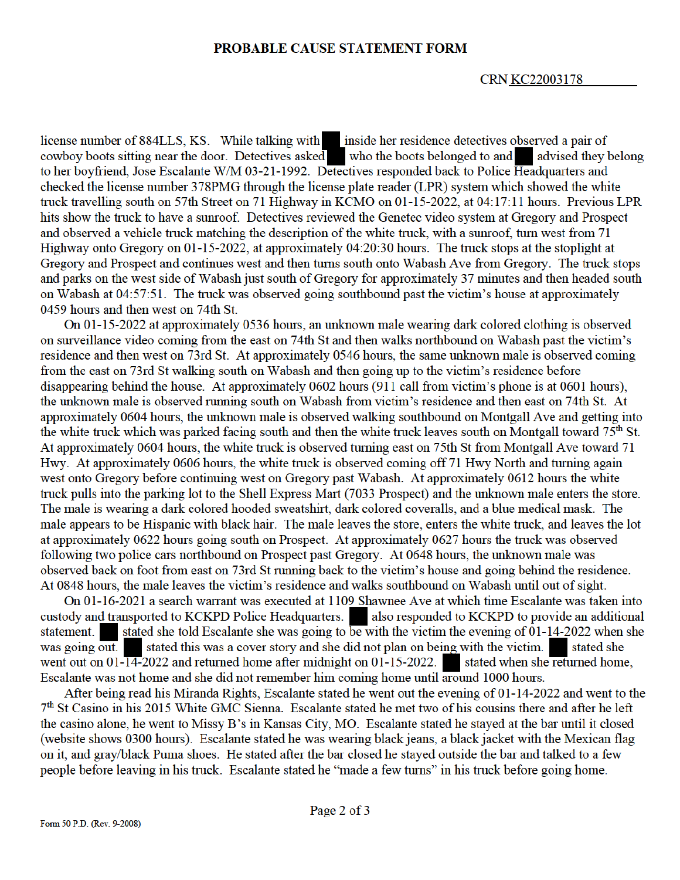## PROBABLE CAUSE STATEMENT FORM

CRN KC22003178

license number of 884LLS, KS. While talking with ██ inside her residence detectives observed a pair of cowboy boots sitting near the door. Detectives asked ██ who the boots belonged to and ██ advised they belong to her boyfriend, Jose Escalante W/M 03-21-1992. Detectives responded back to Police Headquarters and checked the license number 378PMG through the license plate reader (LPR) system which showed the white truck travelling south on 57th Street on 71 Highway in KCMO on 01-15-2022, at 04:17:11 hours. Previous LPR hits show the truck to have a sunroof. Detectives reviewed the Genetec video system at Gregory and Prospect and observed a vehicle truck matching the description of the white truck, with a sunroof, turn west from 71 Highway onto Gregory on 01-15-2022, at approximately 04:20:30 hours. The truck stops at the stoplight at Gregory and Prospect and continues west and then turns south onto Wabash Ave from Gregory. The truck stops and parks on the west side of Wabash just south of Gregory for approximately 37 minutes and then headed south on Wabash at 04:57:51. The truck was observed going southbound past the victim's house at approximately 0459 hours and then west on 74th St.

On 01-15-2022 at approximately 0536 hours, an unknown male wearing dark colored clothing is observed on surveillance video coming from the east on 74th St and then walks northbound on Wabash past the victim's residence and then west on 73rd St. At approximately 0546 hours, the same unknown male is observed coming from the east on 73rd St walking south on Wabash and then going up to the victim's residence before disappearing behind the house. At approximately 0602 hours (911 call from victim's phone is at 0601 hours), the unknown male is observed running south on Wabash from victim's residence and then east on 74th St. At approximately 0604 hours, the unknown male is observed walking southbound on Montgall Ave and getting into the white truck which was parked facing south and then the white truck leaves south on Montgall toward 75th St. At approximately 0604 hours, the white truck is observed turning east on 75th St from Montgall Ave toward 71 Hwy. At approximately 0606 hours, the white truck is observed coming off 71 Hwy North and turning again west onto Gregory before continuing west on Gregory past Wabash. At approximately 0612 hours the white truck pulls into the parking lot to the Shell Express Mart (7033 Prospect) and the unknown male enters the store. The male is wearing a dark colored hooded sweatshirt, dark colored coveralls, and a blue medical mask. The male appears to be Hispanic with black hair. The male leaves the store, enters the white truck, and leaves the lot at approximately 0622 hours going south on Prospect. At approximately 0627 hours the truck was observed following two police cars northbound on Prospect past Gregory. At 0648 hours, the unknown male was observed back on foot from east on 73rd St running back to the victim's house and going behind the residence. At 0848 hours, the male leaves the victim's residence and walks southbound on Wabash until out of sight.

On 01-16-2021 a search warrant was executed at 1109 Shawnee Ave at which time Escalante was taken into custody and transported to KCKPD Police Headquarters. ██ also responded to KCKPD to provide an additional statement. ██ stated she told Escalante she was going to be with the victim the evening of 01-14-2022 when she was going out. ██ stated this was a cover story and she did not plan on being with the victim. ██ stated she went out on 01-14-2022 and returned home after midnight on 01-15-2022. ██ stated when she returned home, Escalante was not home and she did not remember him coming home until around 1000 hours.

After being read his Miranda Rights, Escalante stated he went out the evening of 01-14-2022 and went to the 7th St Casino in his 2015 White GMC Sienna. Escalante stated he met two of his cousins there and after he left the casino alone, he went to Missy B's in Kansas City, MO. Escalante stated he stayed at the bar until it closed (website shows 0300 hours). Escalante stated he was wearing black jeans, a black jacket with the Mexican flag on it, and gray/black Puma shoes. He stated after the bar closed he stayed outside the bar and talked to a few people before leaving in his truck. Escalante stated he "made a few turns" in his truck before going home.

Form 50 P.D. (Rev. 9-2008)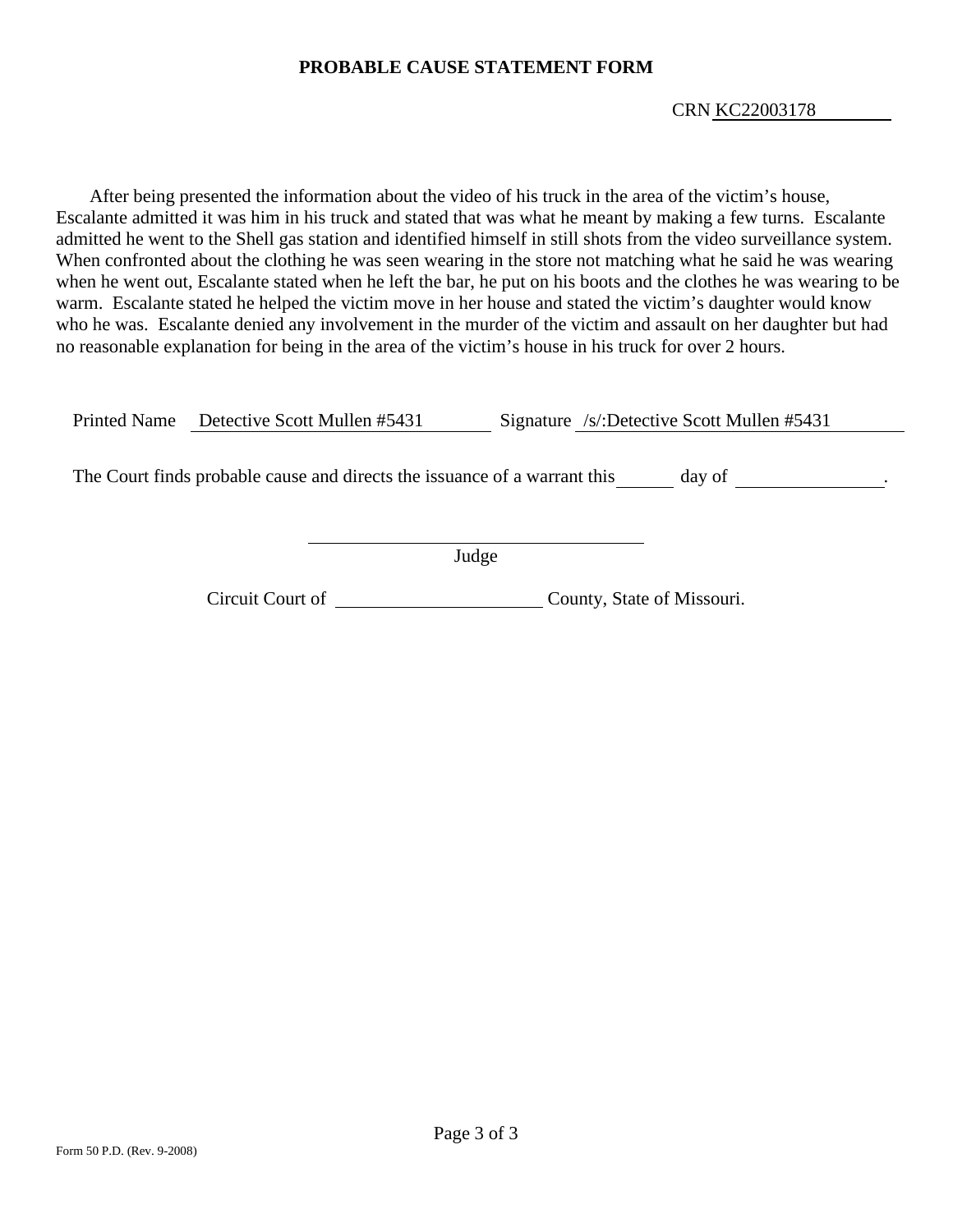**PROBABLE CAUSE STATEMENT FORM**

CRN KC22003178

After being presented the information about the video of his truck in the area of the victim's house, Escalante admitted it was him in his truck and stated that was what he meant by making a few turns. Escalante admitted he went to the Shell gas station and identified himself in still shots from the video surveillance system. When confronted about the clothing he was seen wearing in the store not matching what he said he was wearing when he went out, Escalante stated when he left the bar, he put on his boots and the clothes he was wearing to be warm. Escalante stated he helped the victim move in her house and stated the victim's daughter would know who he was. Escalante denied any involvement in the murder of the victim and assault on her daughter but had no reasonable explanation for being in the area of the victim's house in his truck for over 2 hours.

Printed Name Detective Scott Mullen #5431 Signature /s/:Detective Scott Mullen #5431

The Court finds probable cause and directs the issuance of a warrant this \_\_\_\_\_ day of \_\_\_\_\_\_\_\_\_\_\_\_\_\_.

\_\_\_\_\_\_\_\_\_\_\_\_\_\_\_\_\_\_\_\_\_\_\_\_\_\_\_\_\_\_

Judge

Circuit Court of \_\_\_\_\_\_\_\_\_\_\_\_\_\_\_\_\_\_\_\_ County, State of Missouri.

Form 50 P.D. (Rev. 9-2008)